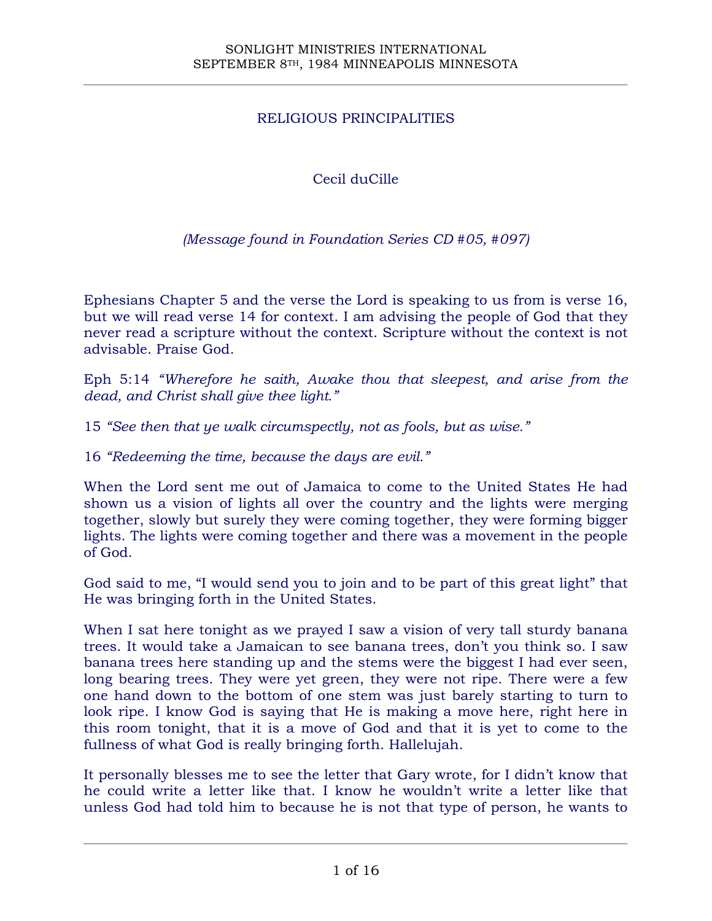# RELIGIOUS PRINCIPALITIES

Cecil duCille

*(Message found in Foundation Series CD #05, #097)*

Ephesians Chapter 5 and the verse the Lord is speaking to us from is verse 16, but we will read verse 14 for context. I am advising the people of God that they never read a scripture without the context. Scripture without the context is not advisable. Praise God.

Eph 5:14 *"Wherefore he saith, Awake thou that sleepest, and arise from the dead, and Christ shall give thee light."*

15 *"See then that ye walk circumspectly, not as fools, but as wise."*

16 *"Redeeming the time, because the days are evil."*

When the Lord sent me out of Jamaica to come to the United States He had shown us a vision of lights all over the country and the lights were merging together, slowly but surely they were coming together, they were forming bigger lights. The lights were coming together and there was a movement in the people of God.

God said to me, "I would send you to join and to be part of this great light" that He was bringing forth in the United States.

When I sat here tonight as we prayed I saw a vision of very tall sturdy banana trees. It would take a Jamaican to see banana trees, don't you think so. I saw banana trees here standing up and the stems were the biggest I had ever seen, long bearing trees. They were yet green, they were not ripe. There were a few one hand down to the bottom of one stem was just barely starting to turn to look ripe. I know God is saying that He is making a move here, right here in this room tonight, that it is a move of God and that it is yet to come to the fullness of what God is really bringing forth. Hallelujah.

It personally blesses me to see the letter that Gary wrote, for I didn't know that he could write a letter like that. I know he wouldn't write a letter like that unless God had told him to because he is not that type of person, he wants to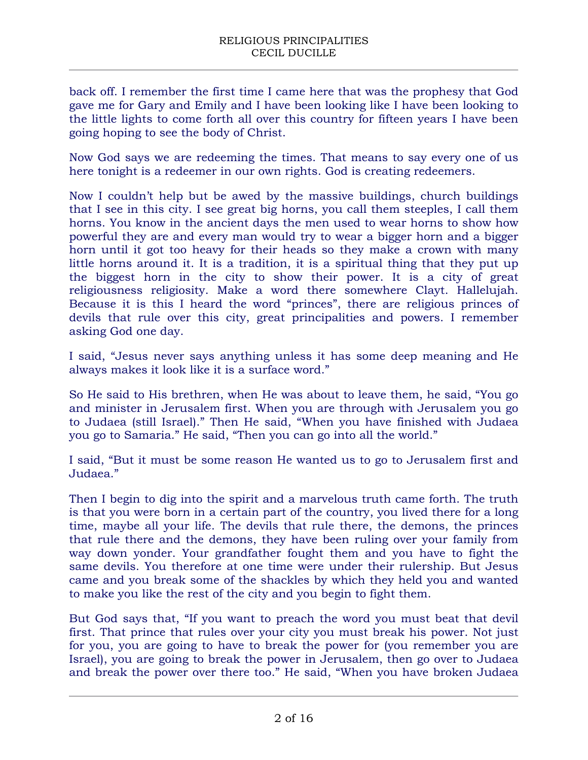back off. I remember the first time I came here that was the prophesy that God gave me for Gary and Emily and I have been looking like I have been looking to the little lights to come forth all over this country for fifteen years I have been going hoping to see the body of Christ.

Now God says we are redeeming the times. That means to say every one of us here tonight is a redeemer in our own rights. God is creating redeemers.

Now I couldn't help but be awed by the massive buildings, church buildings that I see in this city. I see great big horns, you call them steeples, I call them horns. You know in the ancient days the men used to wear horns to show how powerful they are and every man would try to wear a bigger horn and a bigger horn until it got too heavy for their heads so they make a crown with many little horns around it. It is a tradition, it is a spiritual thing that they put up the biggest horn in the city to show their power. It is a city of great religiousness religiosity. Make a word there somewhere Clayt. Hallelujah. Because it is this I heard the word "princes", there are religious princes of devils that rule over this city, great principalities and powers. I remember asking God one day.

I said, "Jesus never says anything unless it has some deep meaning and He always makes it look like it is a surface word."

So He said to His brethren, when He was about to leave them, he said, "You go and minister in Jerusalem first. When you are through with Jerusalem you go to Judaea (still Israel)." Then He said, "When you have finished with Judaea you go to Samaria." He said, "Then you can go into all the world."

I said, "But it must be some reason He wanted us to go to Jerusalem first and Judaea."

Then I begin to dig into the spirit and a marvelous truth came forth. The truth is that you were born in a certain part of the country, you lived there for a long time, maybe all your life. The devils that rule there, the demons, the princes that rule there and the demons, they have been ruling over your family from way down yonder. Your grandfather fought them and you have to fight the same devils. You therefore at one time were under their rulership. But Jesus came and you break some of the shackles by which they held you and wanted to make you like the rest of the city and you begin to fight them.

But God says that, "If you want to preach the word you must beat that devil first. That prince that rules over your city you must break his power. Not just for you, you are going to have to break the power for (you remember you are Israel), you are going to break the power in Jerusalem, then go over to Judaea and break the power over there too." He said, "When you have broken Judaea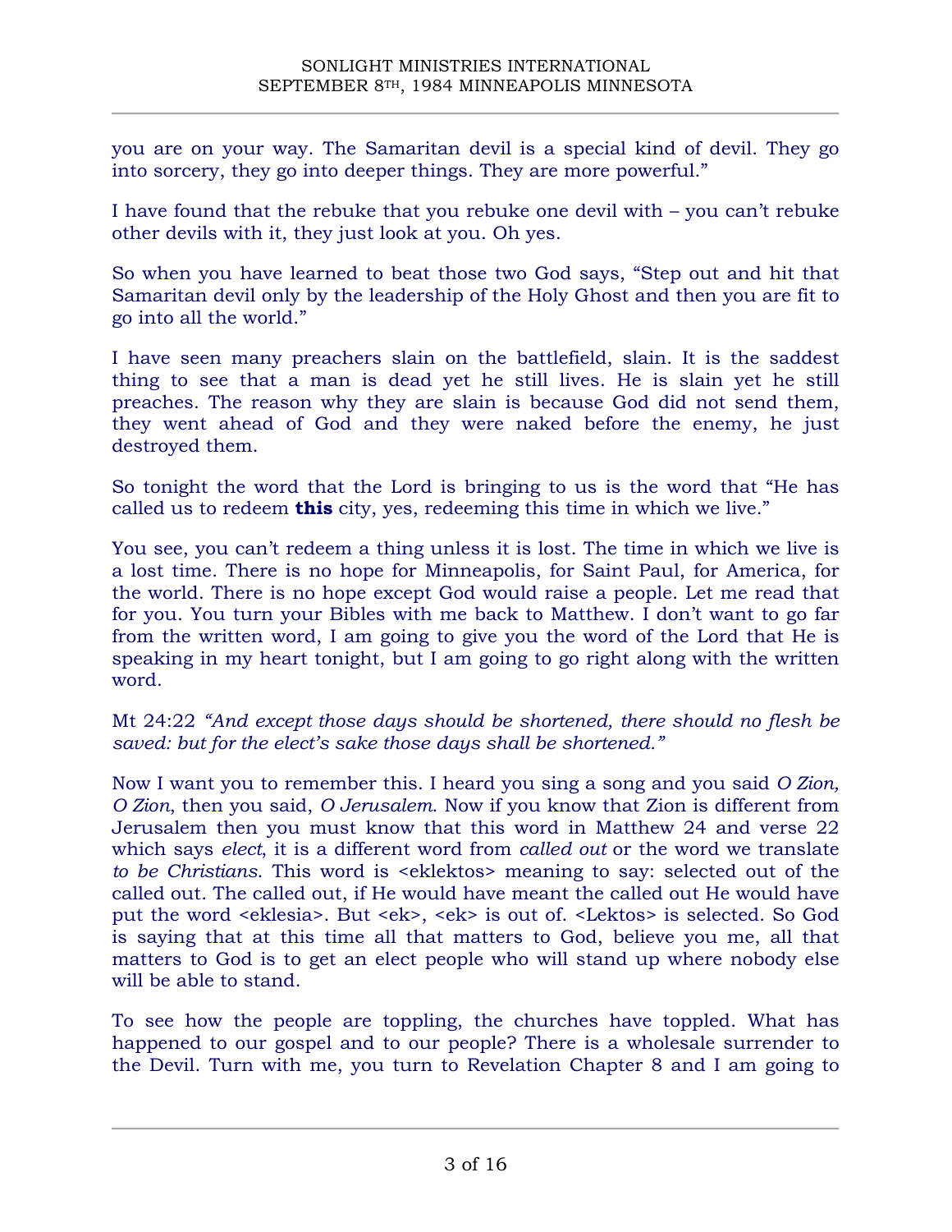you are on your way. The Samaritan devil is a special kind of devil. They go into sorcery, they go into deeper things. They are more powerful."

I have found that the rebuke that you rebuke one devil with – you can't rebuke other devils with it, they just look at you. Oh yes.

So when you have learned to beat those two God says, "Step out and hit that Samaritan devil only by the leadership of the Holy Ghost and then you are fit to go into all the world."

I have seen many preachers slain on the battlefield, slain. It is the saddest thing to see that a man is dead yet he still lives. He is slain yet he still preaches. The reason why they are slain is because God did not send them, they went ahead of God and they were naked before the enemy, he just destroyed them.

So tonight the word that the Lord is bringing to us is the word that "He has called us to redeem **this** city, yes, redeeming this time in which we live."

You see, you can't redeem a thing unless it is lost. The time in which we live is a lost time. There is no hope for Minneapolis, for Saint Paul, for America, for the world. There is no hope except God would raise a people. Let me read that for you. You turn your Bibles with me back to Matthew. I don't want to go far from the written word, I am going to give you the word of the Lord that He is speaking in my heart tonight, but I am going to go right along with the written word.

Mt 24:22 *"And except those days should be shortened, there should no flesh be saved: but for the elect's sake those days shall be shortened."*

Now I want you to remember this. I heard you sing a song and you said *O Zion, O Zion*, then you said, *O Jerusalem*. Now if you know that Zion is different from Jerusalem then you must know that this word in Matthew 24 and verse 22 which says *elect*, it is a different word from *called out* or the word we translate *to be Christians*. This word is <eklektos> meaning to say: selected out of the called out. The called out, if He would have meant the called out He would have put the word <eklesia>. But <ek>, <ek> is out of. <Lektos> is selected. So God is saying that at this time all that matters to God, believe you me, all that matters to God is to get an elect people who will stand up where nobody else will be able to stand.

To see how the people are toppling, the churches have toppled. What has happened to our gospel and to our people? There is a wholesale surrender to the Devil. Turn with me, you turn to Revelation Chapter 8 and I am going to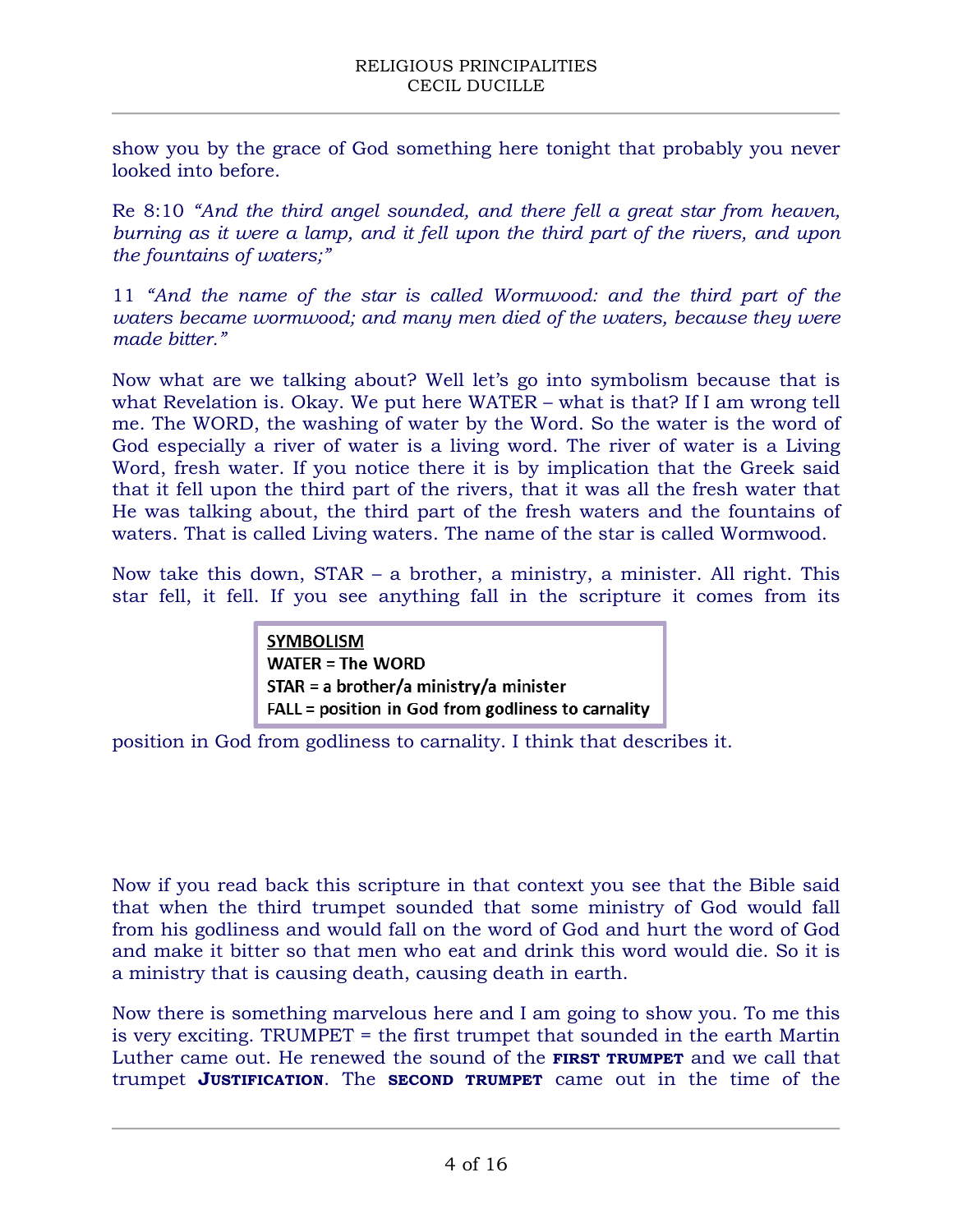show you by the grace of God something here tonight that probably you never looked into before.

Re 8:10 *"And the third angel sounded, and there fell a great star from heaven, burning as it were a lamp, and it fell upon the third part of the rivers, and upon the fountains of waters;"*

11 *"And the name of the star is called Wormwood: and the third part of the waters became wormwood; and many men died of the waters, because they were made bitter."*

Now what are we talking about? Well let's go into symbolism because that is what Revelation is. Okay. We put here WATER – what is that? If I am wrong tell me. The WORD, the washing of water by the Word. So the water is the word of God especially a river of water is a living word. The river of water is a Living Word, fresh water. If you notice there it is by implication that the Greek said that it fell upon the third part of the rivers, that it was all the fresh water that He was talking about, the third part of the fresh waters and the fountains of waters. That is called Living waters. The name of the star is called Wormwood.

Now take this down, STAR – a brother, a ministry, a minister. All right. This star fell, it fell. If you see anything fall in the scripture it comes from its position in God from godliness to carnality. I think that describes it.

> **<u>SYMBOLISM</u>**
> **WATER = The WORD**
> **STAR = a brother/a ministry/a minister**
> **FALL = position in God from godliness to carnality**

Now if you read back this scripture in that context you see that the Bible said that when the third trumpet sounded that some ministry of God would fall from his godliness and would fall on the word of God and hurt the word of God and make it bitter so that men who eat and drink this word would die. So it is a ministry that is causing death, causing death in earth.

Now there is something marvelous here and I am going to show you. To me this is very exciting. TRUMPET = the first trumpet that sounded in the earth Martin Luther came out. He renewed the sound of the **FIRST TRUMPET** and we call that trumpet **JUSTIFICATION**. The **SECOND TRUMPET** came out in the time of the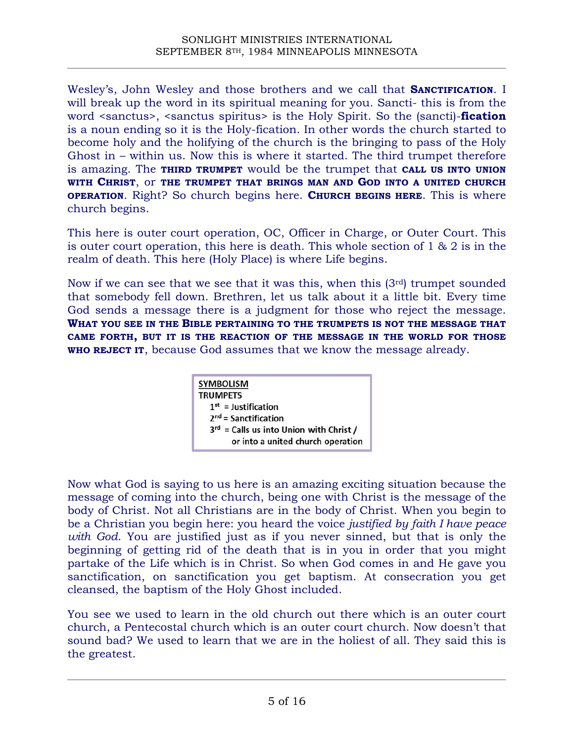Wesley's, John Wesley and those brothers and we call that **SANCTIFICATION**. I will break up the word in its spiritual meaning for you. Sancti- this is from the word <sanctus>, <sanctus spiritus> is the Holy Spirit. So the (sancti)-**fication** is a noun ending so it is the Holy-fication. In other words the church started to become holy and the holifying of the church is the bringing to pass of the Holy Ghost in – within us. Now this is where it started. The third trumpet therefore is amazing. The **THIRD TRUMPET** would be the trumpet that **CALL US INTO UNION WITH CHRIST**, or **THE TRUMPET THAT BRINGS MAN AND GOD INTO A UNITED CHURCH OPERATION**. Right? So church begins here. **CHURCH BEGINS HERE**. This is where church begins.

This here is outer court operation, OC, Officer in Charge, or Outer Court. This is outer court operation, this here is death. This whole section of 1 & 2 is in the realm of death. This here (Holy Place) is where Life begins.

Now if we can see that we see that it was this, when this (3rd) trumpet sounded that somebody fell down. Brethren, let us talk about it a little bit. Every time God sends a message there is a judgment for those who reject the message. **WHAT YOU SEE IN THE BIBLE PERTAINING TO THE TRUMPETS IS NOT THE MESSAGE THAT CAME FORTH, BUT IT IS THE REACTION OF THE MESSAGE IN THE WORLD FOR THOSE WHO REJECT IT**, because God assumes that we know the message already.

**SYMBOLISM**
**TRUMPETS**
- 1st = Justification
- 2nd = Sanctification
- 3rd = Calls us into Union with Christ / or into a united church operation

Now what God is saying to us here is an amazing exciting situation because the message of coming into the church, being one with Christ is the message of the body of Christ. Not all Christians are in the body of Christ. When you begin to be a Christian you begin here: you heard the voice *justified by faith I have peace with God*. You are justified just as if you never sinned, but that is only the beginning of getting rid of the death that is in you in order that you might partake of the Life which is in Christ. So when God comes in and He gave you sanctification, on sanctification you get baptism. At consecration you get cleansed, the baptism of the Holy Ghost included.

You see we used to learn in the old church out there which is an outer court church, a Pentecostal church which is an outer court church. Now doesn't that sound bad? We used to learn that we are in the holiest of all. They said this is the greatest.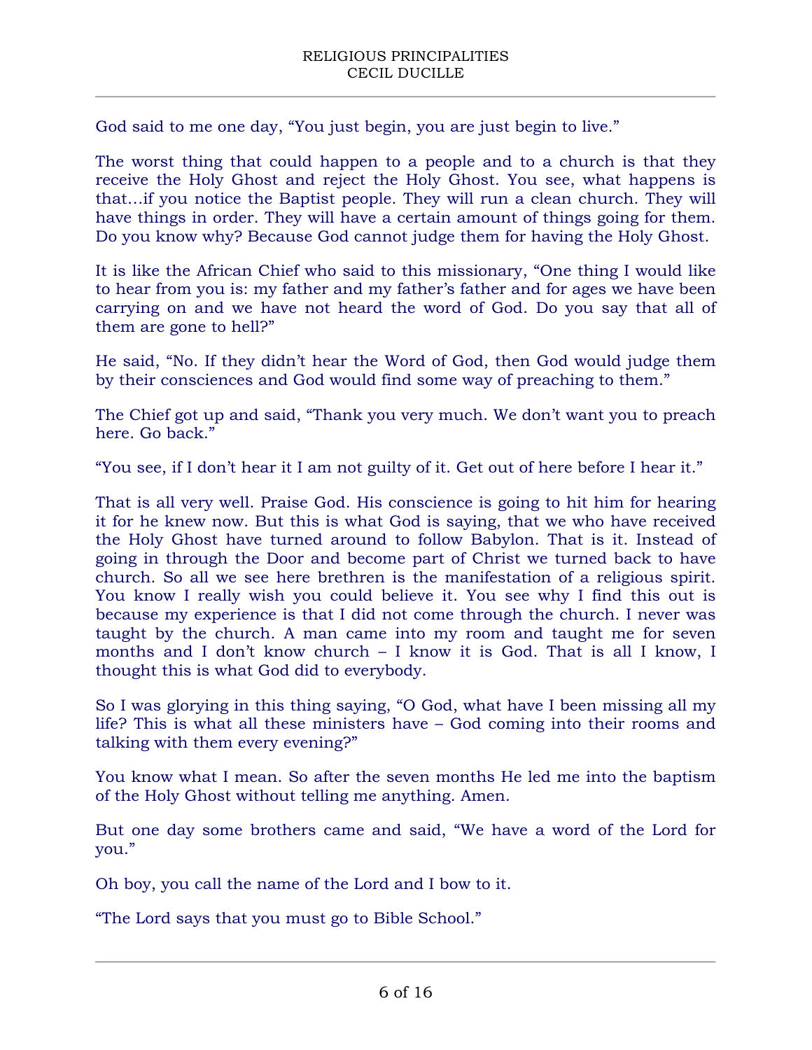God said to me one day, “You just begin, you are just begin to live.”

The worst thing that could happen to a people and to a church is that they receive the Holy Ghost and reject the Holy Ghost. You see, what happens is that…if you notice the Baptist people. They will run a clean church. They will have things in order. They will have a certain amount of things going for them. Do you know why? Because God cannot judge them for having the Holy Ghost.

It is like the African Chief who said to this missionary, “One thing I would like to hear from you is: my father and my father’s father and for ages we have been carrying on and we have not heard the word of God. Do you say that all of them are gone to hell?”

He said, “No. If they didn’t hear the Word of God, then God would judge them by their consciences and God would find some way of preaching to them.”

The Chief got up and said, “Thank you very much. We don’t want you to preach here. Go back.”

“You see, if I don’t hear it I am not guilty of it. Get out of here before I hear it.”

That is all very well. Praise God. His conscience is going to hit him for hearing it for he knew now. But this is what God is saying, that we who have received the Holy Ghost have turned around to follow Babylon. That is it. Instead of going in through the Door and become part of Christ we turned back to have church. So all we see here brethren is the manifestation of a religious spirit. You know I really wish you could believe it. You see why I find this out is because my experience is that I did not come through the church. I never was taught by the church. A man came into my room and taught me for seven months and I don’t know church – I know it is God. That is all I know, I thought this is what God did to everybody.

So I was glorying in this thing saying, “O God, what have I been missing all my life? This is what all these ministers have – God coming into their rooms and talking with them every evening?”

You know what I mean. So after the seven months He led me into the baptism of the Holy Ghost without telling me anything. Amen.

But one day some brothers came and said, “We have a word of the Lord for you.”

Oh boy, you call the name of the Lord and I bow to it.

“The Lord says that you must go to Bible School.”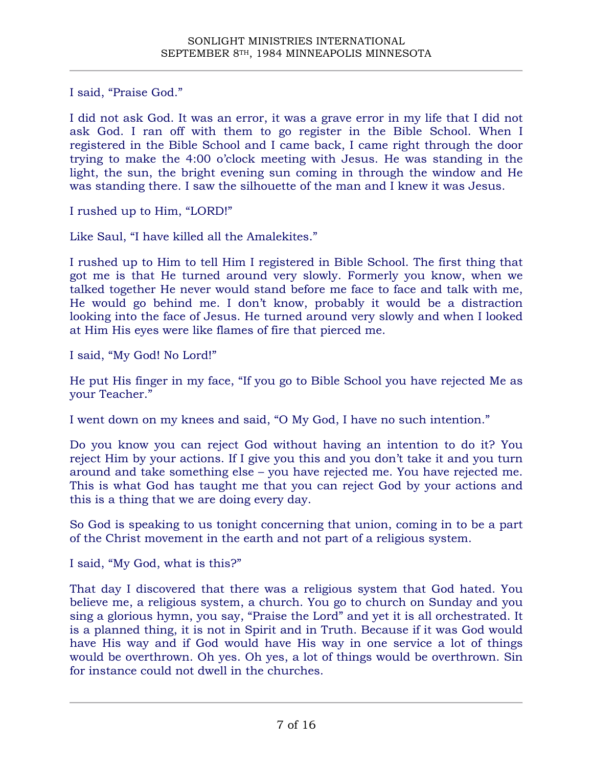I said, “Praise God.”

I did not ask God. It was an error, it was a grave error in my life that I did not ask God. I ran off with them to go register in the Bible School. When I registered in the Bible School and I came back, I came right through the door trying to make the 4:00 o’clock meeting with Jesus. He was standing in the light, the sun, the bright evening sun coming in through the window and He was standing there. I saw the silhouette of the man and I knew it was Jesus.

I rushed up to Him, “LORD!”

Like Saul, “I have killed all the Amalekites.”

I rushed up to Him to tell Him I registered in Bible School. The first thing that got me is that He turned around very slowly. Formerly you know, when we talked together He never would stand before me face to face and talk with me, He would go behind me. I don’t know, probably it would be a distraction looking into the face of Jesus. He turned around very slowly and when I looked at Him His eyes were like flames of fire that pierced me.

I said, “My God! No Lord!”

He put His finger in my face, “If you go to Bible School you have rejected Me as your Teacher.”

I went down on my knees and said, “O My God, I have no such intention.”

Do you know you can reject God without having an intention to do it? You reject Him by your actions. If I give you this and you don’t take it and you turn around and take something else – you have rejected me. You have rejected me. This is what God has taught me that you can reject God by your actions and this is a thing that we are doing every day.

So God is speaking to us tonight concerning that union, coming in to be a part of the Christ movement in the earth and not part of a religious system.

I said, “My God, what is this?”

That day I discovered that there was a religious system that God hated. You believe me, a religious system, a church. You go to church on Sunday and you sing a glorious hymn, you say, “Praise the Lord” and yet it is all orchestrated. It is a planned thing, it is not in Spirit and in Truth. Because if it was God would have His way and if God would have His way in one service a lot of things would be overthrown. Oh yes. Oh yes, a lot of things would be overthrown. Sin for instance could not dwell in the churches.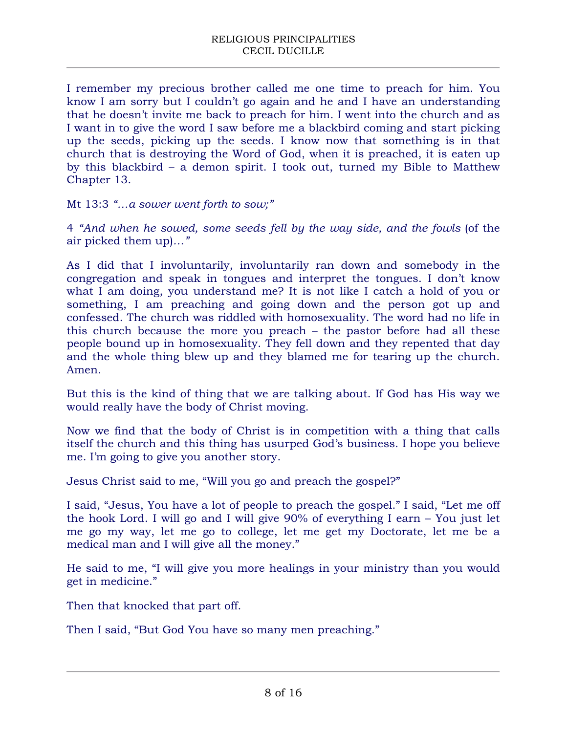I remember my precious brother called me one time to preach for him. You know I am sorry but I couldn't go again and he and I have an understanding that he doesn't invite me back to preach for him. I went into the church and as I want in to give the word I saw before me a blackbird coming and start picking up the seeds, picking up the seeds. I know now that something is in that church that is destroying the Word of God, when it is preached, it is eaten up by this blackbird – a demon spirit. I took out, turned my Bible to Matthew Chapter 13.

Mt 13:3 *"…a sower went forth to sow;"*

4 *"And when he sowed, some seeds fell by the way side, and the fowls* (of the air picked them up)*…"*

As I did that I involuntarily, involuntarily ran down and somebody in the congregation and speak in tongues and interpret the tongues. I don't know what I am doing, you understand me? It is not like I catch a hold of you or something, I am preaching and going down and the person got up and confessed. The church was riddled with homosexuality. The word had no life in this church because the more you preach – the pastor before had all these people bound up in homosexuality. They fell down and they repented that day and the whole thing blew up and they blamed me for tearing up the church. Amen.

But this is the kind of thing that we are talking about. If God has His way we would really have the body of Christ moving.

Now we find that the body of Christ is in competition with a thing that calls itself the church and this thing has usurped God's business. I hope you believe me. I'm going to give you another story.

Jesus Christ said to me, "Will you go and preach the gospel?"

I said, "Jesus, You have a lot of people to preach the gospel." I said, "Let me off the hook Lord. I will go and I will give 90% of everything I earn – You just let me go my way, let me go to college, let me get my Doctorate, let me be a medical man and I will give all the money."

He said to me, "I will give you more healings in your ministry than you would get in medicine."

Then that knocked that part off.

Then I said, "But God You have so many men preaching."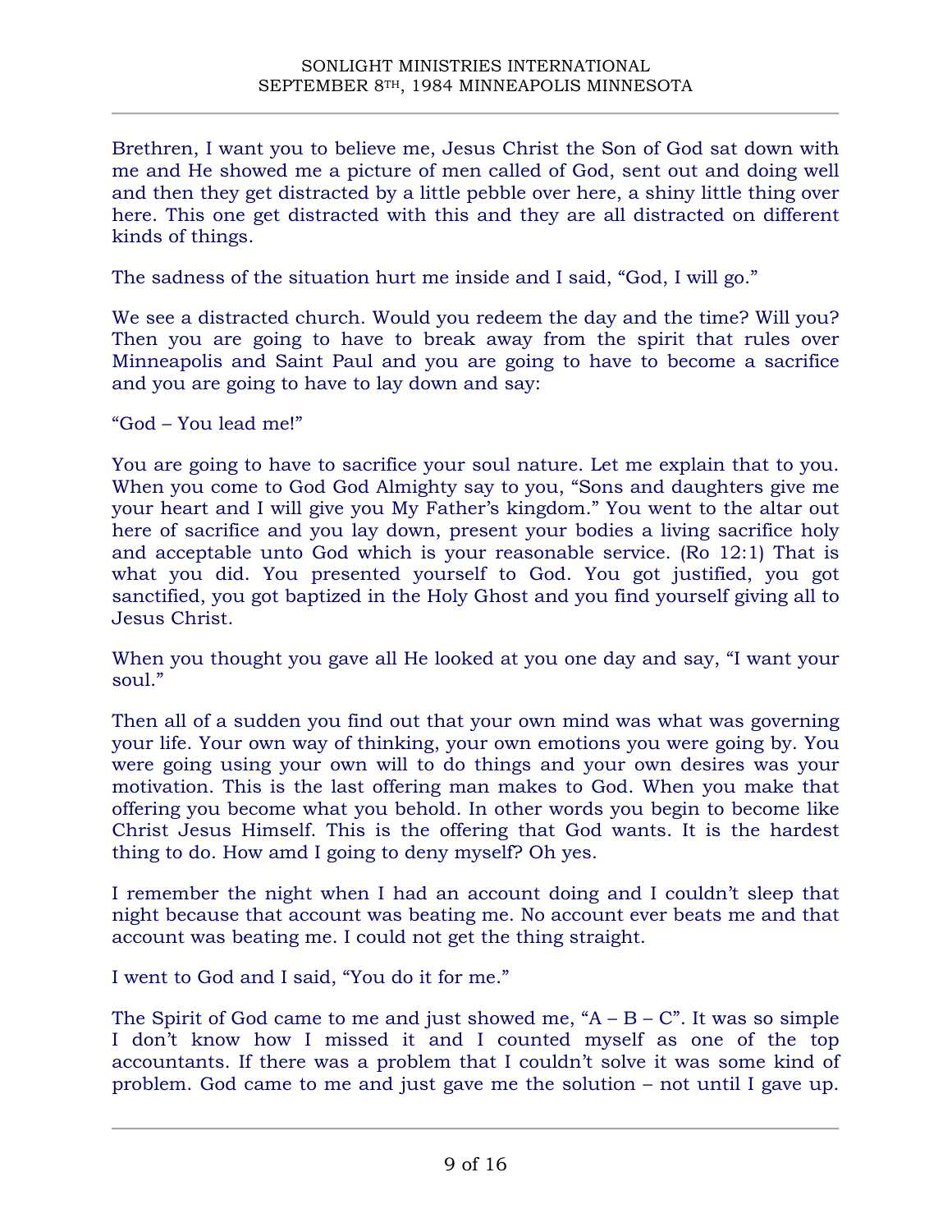Brethren, I want you to believe me, Jesus Christ the Son of God sat down with me and He showed me a picture of men called of God, sent out and doing well and then they get distracted by a little pebble over here, a shiny little thing over here. This one get distracted with this and they are all distracted on different kinds of things.

The sadness of the situation hurt me inside and I said, "God, I will go."

We see a distracted church. Would you redeem the day and the time? Will you? Then you are going to have to break away from the spirit that rules over Minneapolis and Saint Paul and you are going to have to become a sacrifice and you are going to have to lay down and say:

"God – You lead me!"

You are going to have to sacrifice your soul nature. Let me explain that to you. When you come to God God Almighty say to you, "Sons and daughters give me your heart and I will give you My Father's kingdom." You went to the altar out here of sacrifice and you lay down, present your bodies a living sacrifice holy and acceptable unto God which is your reasonable service. (Ro 12:1) That is what you did. You presented yourself to God. You got justified, you got sanctified, you got baptized in the Holy Ghost and you find yourself giving all to Jesus Christ.

When you thought you gave all He looked at you one day and say, "I want your soul."

Then all of a sudden you find out that your own mind was what was governing your life. Your own way of thinking, your own emotions you were going by. You were going using your own will to do things and your own desires was your motivation. This is the last offering man makes to God. When you make that offering you become what you behold. In other words you begin to become like Christ Jesus Himself. This is the offering that God wants. It is the hardest thing to do. How amd I going to deny myself? Oh yes.

I remember the night when I had an account doing and I couldn't sleep that night because that account was beating me. No account ever beats me and that account was beating me. I could not get the thing straight.

I went to God and I said, "You do it for me."

The Spirit of God came to me and just showed me, "A – B – C". It was so simple I don't know how I missed it and I counted myself as one of the top accountants. If there was a problem that I couldn't solve it was some kind of problem. God came to me and just gave me the solution – not until I gave up.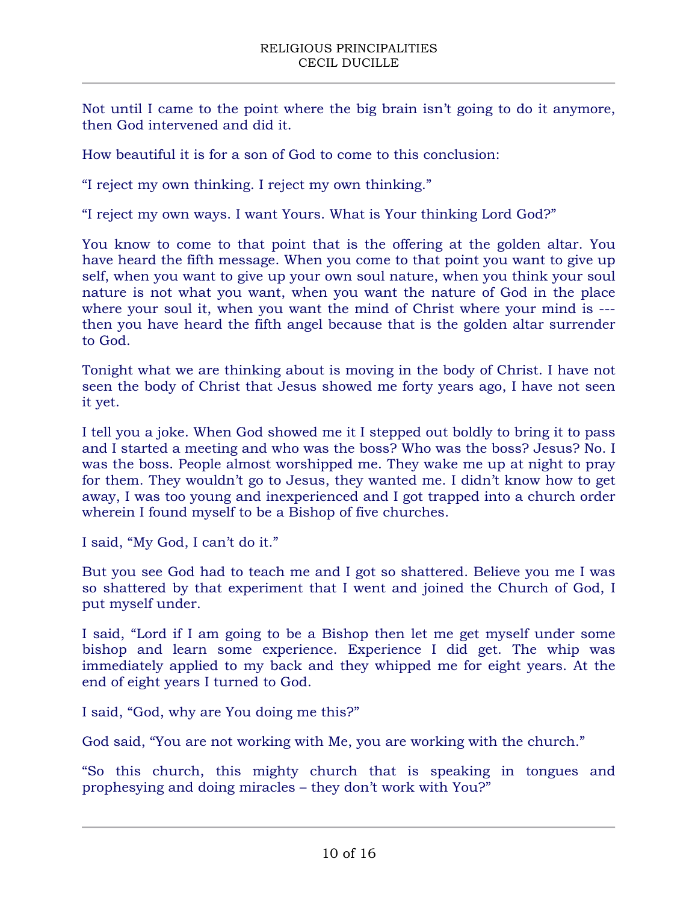Not until I came to the point where the big brain isn't going to do it anymore, then God intervened and did it.

How beautiful it is for a son of God to come to this conclusion:

"I reject my own thinking. I reject my own thinking."

"I reject my own ways. I want Yours. What is Your thinking Lord God?"

You know to come to that point that is the offering at the golden altar. You have heard the fifth message. When you come to that point you want to give up self, when you want to give up your own soul nature, when you think your soul nature is not what you want, when you want the nature of God in the place where your soul it, when you want the mind of Christ where your mind is --- then you have heard the fifth angel because that is the golden altar surrender to God.

Tonight what we are thinking about is moving in the body of Christ. I have not seen the body of Christ that Jesus showed me forty years ago, I have not seen it yet.

I tell you a joke. When God showed me it I stepped out boldly to bring it to pass and I started a meeting and who was the boss? Who was the boss? Jesus? No. I was the boss. People almost worshipped me. They wake me up at night to pray for them. They wouldn't go to Jesus, they wanted me. I didn't know how to get away, I was too young and inexperienced and I got trapped into a church order wherein I found myself to be a Bishop of five churches.

I said, "My God, I can't do it."

But you see God had to teach me and I got so shattered. Believe you me I was so shattered by that experiment that I went and joined the Church of God, I put myself under.

I said, "Lord if I am going to be a Bishop then let me get myself under some bishop and learn some experience. Experience I did get. The whip was immediately applied to my back and they whipped me for eight years. At the end of eight years I turned to God.

I said, "God, why are You doing me this?"

God said, "You are not working with Me, you are working with the church."

"So this church, this mighty church that is speaking in tongues and prophesying and doing miracles – they don't work with You?"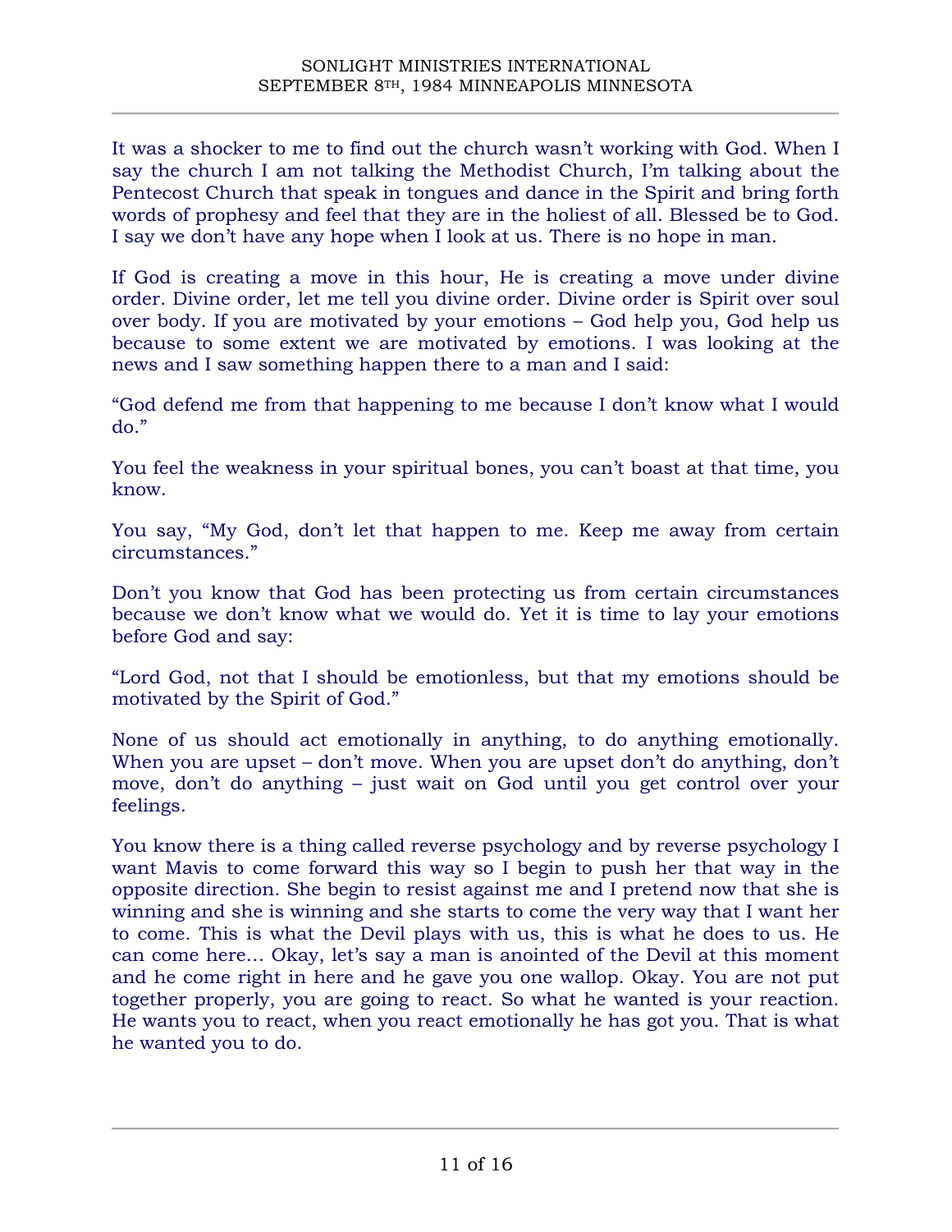It was a shocker to me to find out the church wasn't working with God. When I say the church I am not talking the Methodist Church, I'm talking about the Pentecost Church that speak in tongues and dance in the Spirit and bring forth words of prophesy and feel that they are in the holiest of all. Blessed be to God. I say we don't have any hope when I look at us. There is no hope in man.

If God is creating a move in this hour, He is creating a move under divine order. Divine order, let me tell you divine order. Divine order is Spirit over soul over body. If you are motivated by your emotions – God help you, God help us because to some extent we are motivated by emotions. I was looking at the news and I saw something happen there to a man and I said:

"God defend me from that happening to me because I don't know what I would do."

You feel the weakness in your spiritual bones, you can't boast at that time, you know.

You say, "My God, don't let that happen to me. Keep me away from certain circumstances."

Don't you know that God has been protecting us from certain circumstances because we don't know what we would do. Yet it is time to lay your emotions before God and say:

"Lord God, not that I should be emotionless, but that my emotions should be motivated by the Spirit of God."

None of us should act emotionally in anything, to do anything emotionally. When you are upset – don't move. When you are upset don't do anything, don't move, don't do anything – just wait on God until you get control over your feelings.

You know there is a thing called reverse psychology and by reverse psychology I want Mavis to come forward this way so I begin to push her that way in the opposite direction. She begin to resist against me and I pretend now that she is winning and she is winning and she starts to come the very way that I want her to come. This is what the Devil plays with us, this is what he does to us. He can come here… Okay, let's say a man is anointed of the Devil at this moment and he come right in here and he gave you one wallop. Okay. You are not put together properly, you are going to react. So what he wanted is your reaction. He wants you to react, when you react emotionally he has got you. That is what he wanted you to do.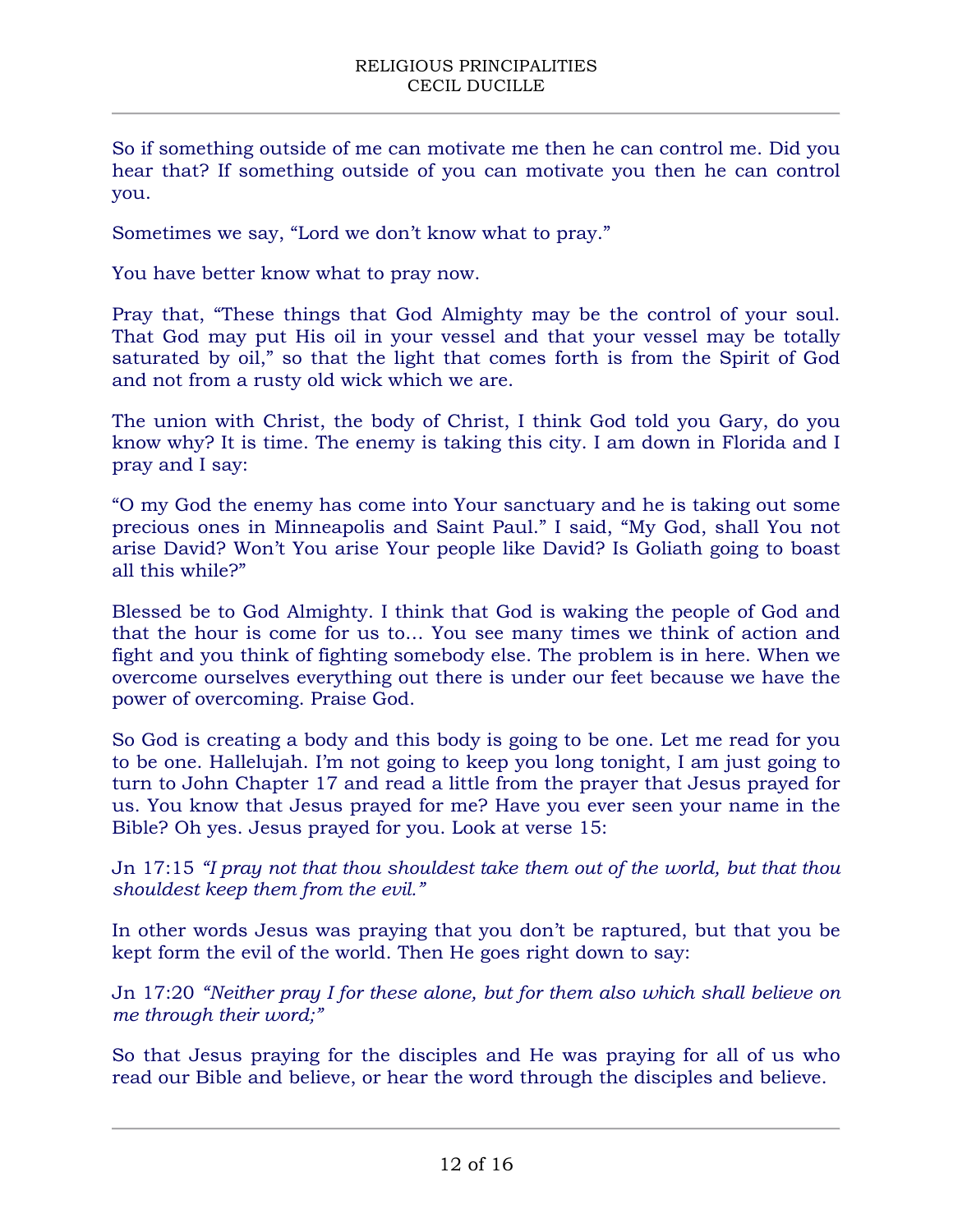So if something outside of me can motivate me then he can control me. Did you hear that? If something outside of you can motivate you then he can control you.

Sometimes we say, "Lord we don't know what to pray."

You have better know what to pray now.

Pray that, "These things that God Almighty may be the control of your soul. That God may put His oil in your vessel and that your vessel may be totally saturated by oil," so that the light that comes forth is from the Spirit of God and not from a rusty old wick which we are.

The union with Christ, the body of Christ, I think God told you Gary, do you know why? It is time. The enemy is taking this city. I am down in Florida and I pray and I say:

"O my God the enemy has come into Your sanctuary and he is taking out some precious ones in Minneapolis and Saint Paul." I said, "My God, shall You not arise David? Won't You arise Your people like David? Is Goliath going to boast all this while?"

Blessed be to God Almighty. I think that God is waking the people of God and that the hour is come for us to… You see many times we think of action and fight and you think of fighting somebody else. The problem is in here. When we overcome ourselves everything out there is under our feet because we have the power of overcoming. Praise God.

So God is creating a body and this body is going to be one. Let me read for you to be one. Hallelujah. I'm not going to keep you long tonight, I am just going to turn to John Chapter 17 and read a little from the prayer that Jesus prayed for us. You know that Jesus prayed for me? Have you ever seen your name in the Bible? Oh yes. Jesus prayed for you. Look at verse 15:

Jn 17:15 *"I pray not that thou shouldest take them out of the world, but that thou shouldest keep them from the evil."*

In other words Jesus was praying that you don't be raptured, but that you be kept form the evil of the world. Then He goes right down to say:

Jn 17:20 *"Neither pray I for these alone, but for them also which shall believe on me through their word;"*

So that Jesus praying for the disciples and He was praying for all of us who read our Bible and believe, or hear the word through the disciples and believe.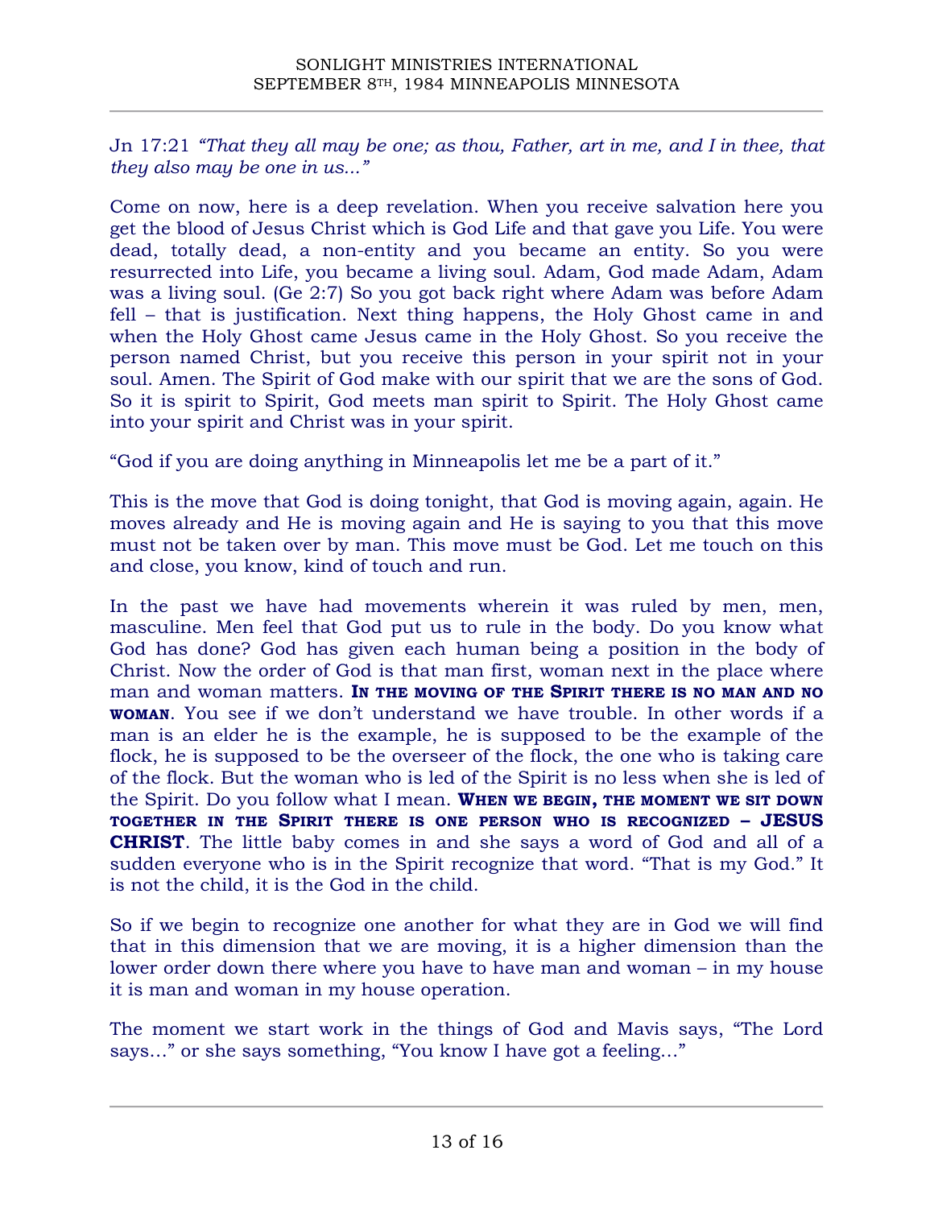Jn 17:21 *"That they all may be one; as thou, Father, art in me, and I in thee, that they also may be one in us..."*

Come on now, here is a deep revelation. When you receive salvation here you get the blood of Jesus Christ which is God Life and that gave you Life. You were dead, totally dead, a non-entity and you became an entity. So you were resurrected into Life, you became a living soul. Adam, God made Adam, Adam was a living soul. (Ge 2:7) So you got back right where Adam was before Adam fell – that is justification. Next thing happens, the Holy Ghost came in and when the Holy Ghost came Jesus came in the Holy Ghost. So you receive the person named Christ, but you receive this person in your spirit not in your soul. Amen. The Spirit of God make with our spirit that we are the sons of God. So it is spirit to Spirit, God meets man spirit to Spirit. The Holy Ghost came into your spirit and Christ was in your spirit.

"God if you are doing anything in Minneapolis let me be a part of it."

This is the move that God is doing tonight, that God is moving again, again. He moves already and He is moving again and He is saying to you that this move must not be taken over by man. This move must be God. Let me touch on this and close, you know, kind of touch and run.

In the past we have had movements wherein it was ruled by men, men, masculine. Men feel that God put us to rule in the body. Do you know what God has done? God has given each human being a position in the body of Christ. Now the order of God is that man first, woman next in the place where man and woman matters. **In the moving of the Spirit there is no man and no woman**. You see if we don't understand we have trouble. In other words if a man is an elder he is the example, he is supposed to be the example of the flock, he is supposed to be the overseer of the flock, the one who is taking care of the flock. But the woman who is led of the Spirit is no less when she is led of the Spirit. Do you follow what I mean. **When we begin, the moment we sit down together in the Spirit there is one person who is recognized – JESUS CHRIST**. The little baby comes in and she says a word of God and all of a sudden everyone who is in the Spirit recognize that word. "That is my God." It is not the child, it is the God in the child.

So if we begin to recognize one another for what they are in God we will find that in this dimension that we are moving, it is a higher dimension than the lower order down there where you have to have man and woman – in my house it is man and woman in my house operation.

The moment we start work in the things of God and Mavis says, "The Lord says..." or she says something, "You know I have got a feeling..."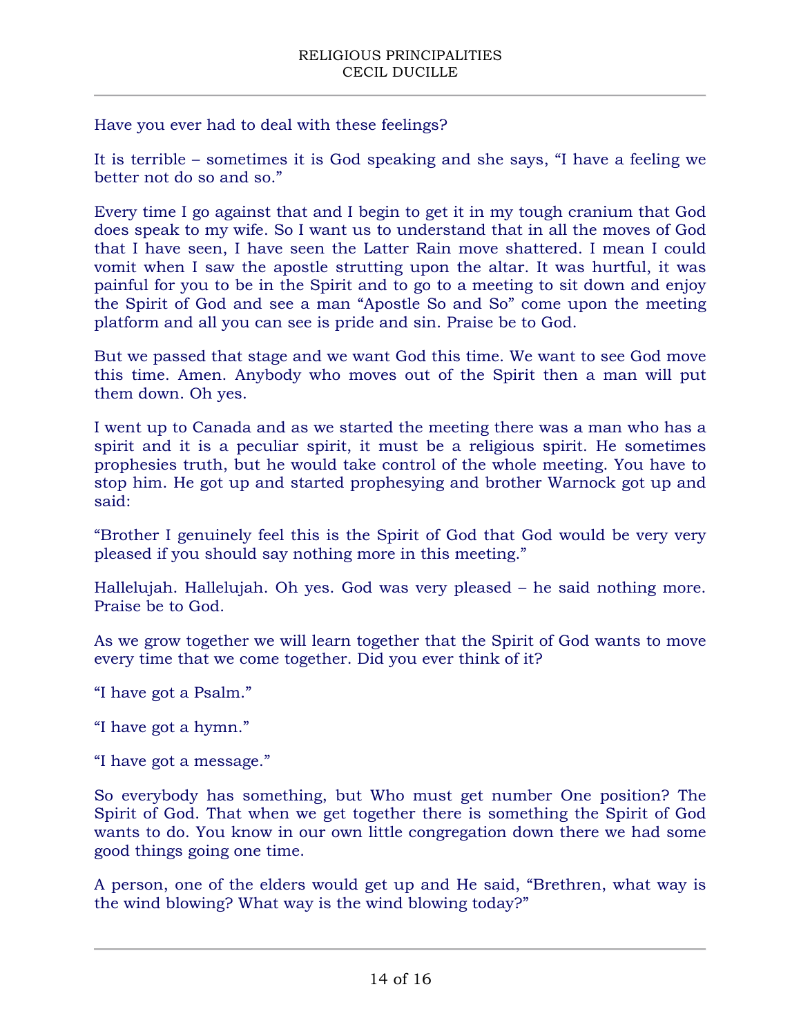Have you ever had to deal with these feelings?

It is terrible – sometimes it is God speaking and she says, “I have a feeling we better not do so and so.”

Every time I go against that and I begin to get it in my tough cranium that God does speak to my wife. So I want us to understand that in all the moves of God that I have seen, I have seen the Latter Rain move shattered. I mean I could vomit when I saw the apostle strutting upon the altar. It was hurtful, it was painful for you to be in the Spirit and to go to a meeting to sit down and enjoy the Spirit of God and see a man “Apostle So and So” come upon the meeting platform and all you can see is pride and sin. Praise be to God.

But we passed that stage and we want God this time. We want to see God move this time. Amen. Anybody who moves out of the Spirit then a man will put them down. Oh yes.

I went up to Canada and as we started the meeting there was a man who has a spirit and it is a peculiar spirit, it must be a religious spirit. He sometimes prophesies truth, but he would take control of the whole meeting. You have to stop him. He got up and started prophesying and brother Warnock got up and said:

“Brother I genuinely feel this is the Spirit of God that God would be very very pleased if you should say nothing more in this meeting.”

Hallelujah. Hallelujah. Oh yes. God was very pleased – he said nothing more. Praise be to God.

As we grow together we will learn together that the Spirit of God wants to move every time that we come together. Did you ever think of it?

“I have got a Psalm.”

“I have got a hymn.”

“I have got a message.”

So everybody has something, but Who must get number One position? The Spirit of God. That when we get together there is something the Spirit of God wants to do. You know in our own little congregation down there we had some good things going one time.

A person, one of the elders would get up and He said, “Brethren, what way is the wind blowing? What way is the wind blowing today?”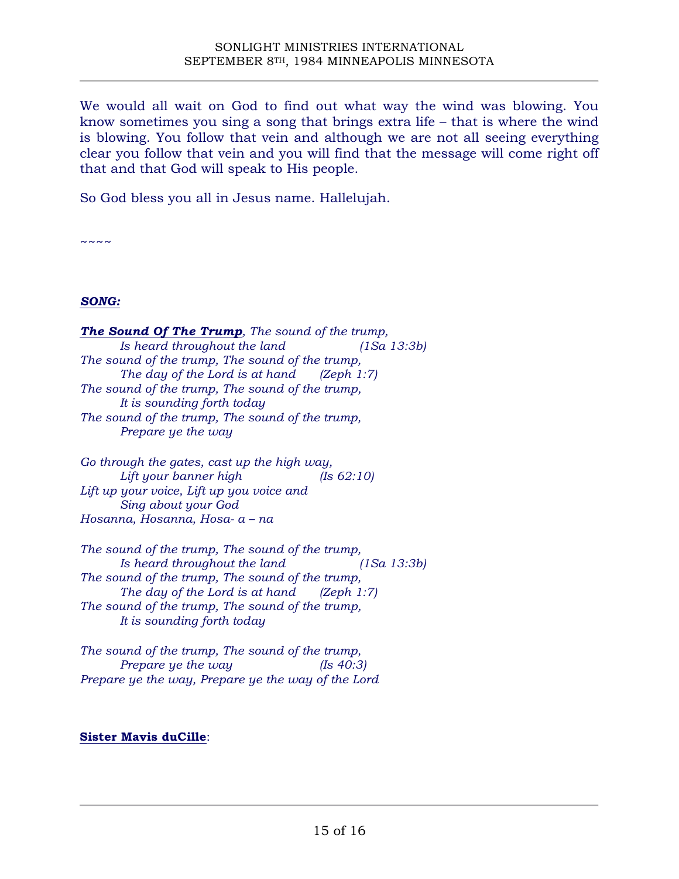We would all wait on God to find out what way the wind was blowing. You know sometimes you sing a song that brings extra life – that is where the wind is blowing. You follow that vein and although we are not all seeing everything clear you follow that vein and you will find that the message will come right off that and that God will speak to His people.

So God bless you all in Jesus name. Hallelujah.

~~~~

***SONG:***

***The Sound Of The Trump****, The sound of the trump,*
*Is heard throughout the land (1Sa 13:3b)*
*The sound of the trump, The sound of the trump,*
*The day of the Lord is at hand (Zeph 1:7)*
*The sound of the trump, The sound of the trump,*
*It is sounding forth today*
*The sound of the trump, The sound of the trump,*
*Prepare ye the way*

*Go through the gates, cast up the high way,*
*Lift your banner high (Is 62:10)*
*Lift up your voice, Lift up you voice and*
*Sing about your God*
*Hosanna, Hosanna, Hosa- a – na*

*The sound of the trump, The sound of the trump,*
*Is heard throughout the land (1Sa 13:3b)*
*The sound of the trump, The sound of the trump,*
*The day of the Lord is at hand (Zeph 1:7)*
*The sound of the trump, The sound of the trump,*
*It is sounding forth today*

*The sound of the trump, The sound of the trump,*
*Prepare ye the way (Is 40:3)*
*Prepare ye the way, Prepare ye the way of the Lord*

**Sister Mavis duCille**: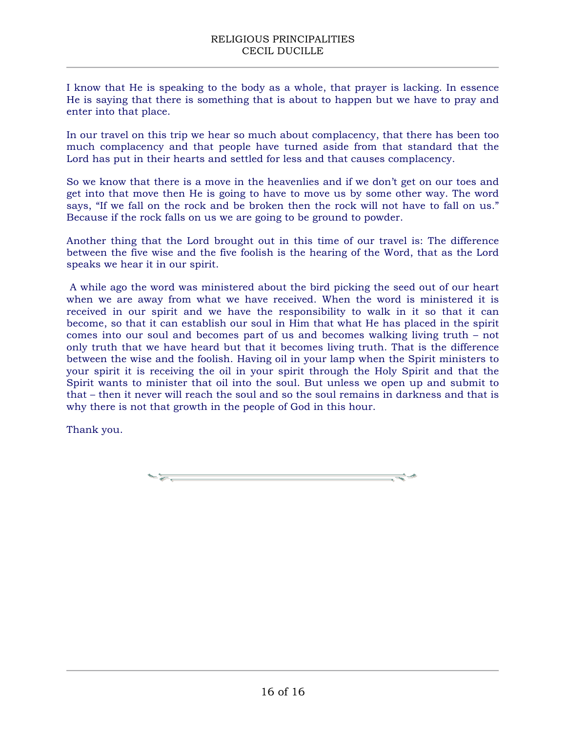I know that He is speaking to the body as a whole, that prayer is lacking. In essence He is saying that there is something that is about to happen but we have to pray and enter into that place.

In our travel on this trip we hear so much about complacency, that there has been too much complacency and that people have turned aside from that standard that the Lord has put in their hearts and settled for less and that causes complacency.

So we know that there is a move in the heavenlies and if we don't get on our toes and get into that move then He is going to have to move us by some other way. The word says, "If we fall on the rock and be broken then the rock will not have to fall on us." Because if the rock falls on us we are going to be ground to powder.

Another thing that the Lord brought out in this time of our travel is: The difference between the five wise and the five foolish is the hearing of the Word, that as the Lord speaks we hear it in our spirit.

A while ago the word was ministered about the bird picking the seed out of our heart when we are away from what we have received. When the word is ministered it is received in our spirit and we have the responsibility to walk in it so that it can become, so that it can establish our soul in Him that what He has placed in the spirit comes into our soul and becomes part of us and becomes walking living truth – not only truth that we have heard but that it becomes living truth. That is the difference between the wise and the foolish. Having oil in your lamp when the Spirit ministers to your spirit it is receiving the oil in your spirit through the Holy Spirit and that the Spirit wants to minister that oil into the soul. But unless we open up and submit to that – then it never will reach the soul and so the soul remains in darkness and that is why there is not that growth in the people of God in this hour.

Thank you.